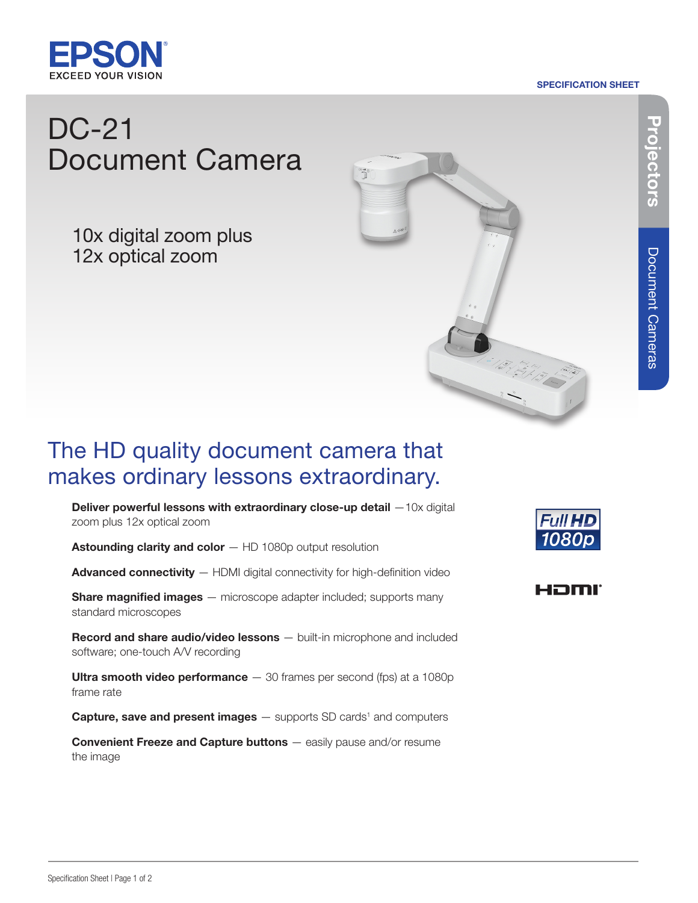EPSON
EXCEED YOUR VISION

SPECIFICATION SHEET

Projectors

Document Cameras

# DC-21 Document Camera

10x digital zoom plus
12x optical zoom

## The HD quality document camera that makes ordinary lessons extraordinary.

**Deliver powerful lessons with extraordinary close-up detail** —10x digital zoom plus 12x optical zoom

**Astounding clarity and color** — HD 1080p output resolution

**Advanced connectivity** — HDMI digital connectivity for high-definition video

**Share magnified images** — microscope adapter included; supports many standard microscopes

**Record and share audio/video lessons** — built-in microphone and included software; one-touch A/V recording

**Ultra smooth video performance** — 30 frames per second (fps) at a 1080p frame rate

**Capture, save and present images** — supports SD cards[1] and computers

**Convenient Freeze and Capture buttons** — easily pause and/or resume the image

Full HD 1080p

HDMI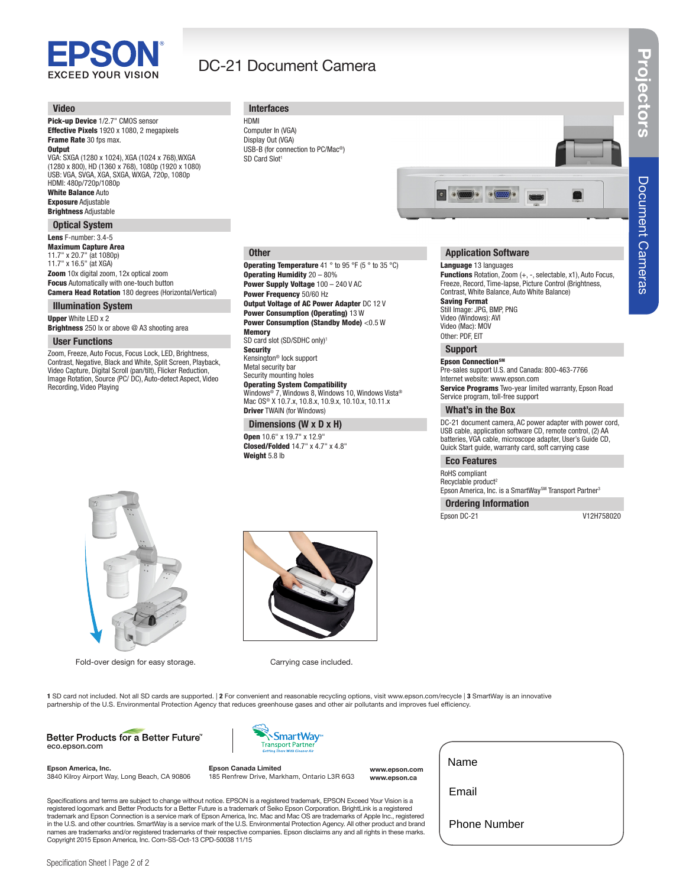# EPSON
EXCEED YOUR VISION

# DC-21 Document Camera

Projectors | Document Cameras

## Video

**Pick-up Device** 1/2.7" CMOS sensor
**Effective Pixels** 1920 x 1080, 2 megapixels
**Frame Rate** 30 fps max.
**Output**
VGA: SXGA (1280 x 1024), XGA (1024 x 768),WXGA (1280 x 800), HD (1360 x 768), 1080p (1920 x 1080)
USB: VGA, SVGA, XGA, SXGA, WXGA, 720p, 1080p
HDMI: 480p/720p/1080p
**White Balance** Auto
**Exposure** Adjustable
**Brightness** Adjustable

## Optical System

**Lens** F-number: 3.4-5
**Maximum Capture Area**
11.7" x 20.7" (at 1080p)
11.7" x 16.5" (at XGA)
**Zoom** 10x digital zoom, 12x optical zoom
**Focus** Automatically with one-touch button
**Camera Head Rotation** 180 degrees (Horizontal/Vertical)

## Illumination System

**Upper** White LED x 2
**Brightness** 250 lx or above @ A3 shooting area

## User Functions

Zoom, Freeze, Auto Focus, Focus Lock, LED, Brightness, Contrast, Negative, Black and White, Split Screen, Playback, Video Capture, Digital Scroll (pan/tilt), Flicker Reduction, Image Rotation, Source (PC/ DC), Auto-detect Aspect, Video Recording, Video Playing

## Interfaces

HDMI
Computer In (VGA)
Display Out (VGA)
USB-B (for connection to PC/Mac®)
SD Card Slot[1]

## Other

**Operating Temperature** 41 ° to 95 °F (5 ° to 35 °C)
**Operating Humidity** 20 – 80%
**Power Supply Voltage** 100 – 240 V AC
**Power Frequency** 50/60 Hz
**Output Voltage of AC Power Adapter** DC 12 V
**Power Consumption (Operating)** 13 W
**Power Consumption (Standby Mode)** <0.5 W
**Memory**
SD card slot (SD/SDHC only)[1]
**Security**
Kensington® lock support
Metal security bar
Security mounting holes
**Operating System Compatibility**
Windows® 7, Windows 8, Windows 10, Windows Vista®
Mac OS® X 10.7.x, 10.8.x, 10.9.x, 10.10.x, 10.11.x
**Driver** TWAIN (for Windows)

## Dimensions (W x D x H)

**Open** 10.6" x 19.7" x 12.9"
**Closed/Folded** 14.7" x 4.7" x 4.8"
**Weight** 5.8 lb

## Application Software

**Language** 13 languages
**Functions** Rotation, Zoom (+, -, selectable, x1), Auto Focus, Freeze, Record, Time-lapse, Picture Control (Brightness, Contrast, White Balance, Auto White Balance)
**Saving Format**
Still Image: JPG, BMP, PNG
Video (Windows): AVI
Video (Mac): MOV
Other: PDF, EIT

## Support

**Epson Connection**℠
Pre-sales support U.S. and Canada: 800-463-7766
Internet website: www.epson.com
**Service Programs** Two-year limited warranty, Epson Road Service program, toll-free support

## What's in the Box

DC-21 document camera, AC power adapter with power cord, USB cable, application software CD, remote control, (2) AA batteries, VGA cable, microscope adapter, User's Guide CD, Quick Start guide, warranty card, soft carrying case

## Eco Features

RoHS compliant
Recyclable product[2]
Epson America, Inc. is a SmartWay℠ Transport Partner[3]

## Ordering Information

| | |
|---|---|
| Epson DC-21 | V12H758020 |

Fold-over design for easy storage.

Carrying case included.

**1** SD card not included. Not all SD cards are supported. | **2** For convenient and reasonable recycling options, visit www.epson.com/recycle | **3** SmartWay is an innovative partnership of the U.S. Environmental Protection Agency that reduces greenhouse gases and other air pollutants and improves fuel efficiency.

Better Products for a Better Future™
eco.epson.com

SmartWay™ Transport Partner

**Epson America, Inc.**
3840 Kilroy Airport Way, Long Beach, CA 90806

**Epson Canada Limited**
185 Renfrew Drive, Markham, Ontario L3R 6G3

**www.epson.com**
**www.epson.ca**

Name

Email

Phone Number

Specifications and terms are subject to change without notice. EPSON is a registered trademark, EPSON Exceed Your Vision is a registered logomark and Better Products for a Better Future is a trademark of Seiko Epson Corporation. BrightLink is a registered trademark and Epson Connection is a service mark of Epson America, Inc. Mac and Mac OS are trademarks of Apple Inc., registered in the U.S. and other countries. SmartWay is a service mark of the U.S. Environmental Protection Agency. All other product and brand names are trademarks and/or registered trademarks of their respective companies. Epson disclaims any and all rights in these marks. Copyright 2015 Epson America, Inc. Com-SS-Oct-13 CPD-50038 11/15